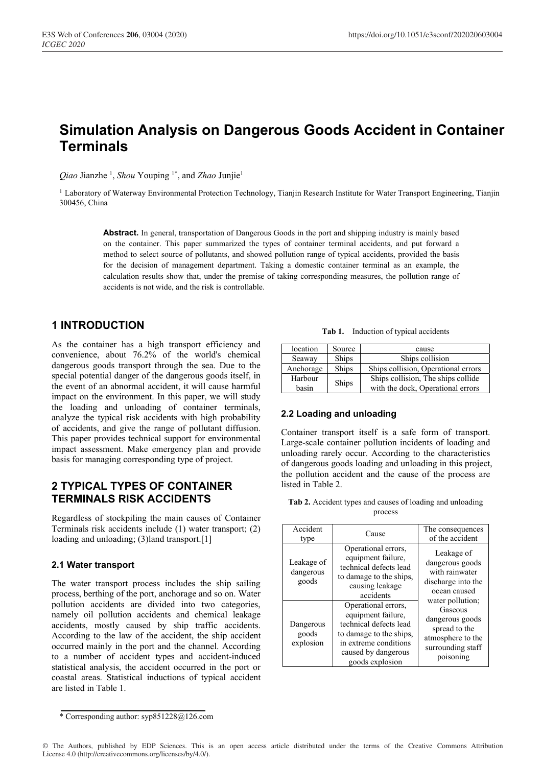# Simulation Analysis on Dangerous Goods Accident in Container Terminals

*Qiao* Jianzhe [1], *Shou* Youping [1*], and *Zhao* Junjie[1]

[1] Laboratory of Waterway Environmental Protection Technology, Tianjin Research Institute for Water Transport Engineering, Tianjin 300456, China

**Abstract.** In general, transportation of Dangerous Goods in the port and shipping industry is mainly based on the container. This paper summarized the types of container terminal accidents, and put forward a method to select source of pollutants, and showed pollution range of typical accidents, provided the basis for the decision of management department. Taking a domestic container terminal as an example, the calculation results show that, under the premise of taking corresponding measures, the pollution range of accidents is not wide, and the risk is controllable.

## 1 INTRODUCTION

As the container has a high transport efficiency and convenience, about 76.2% of the world's chemical dangerous goods transport through the sea. Due to the special potential danger of the dangerous goods itself, in the event of an abnormal accident, it will cause harmful impact on the environment. In this paper, we will study the loading and unloading of container terminals, analyze the typical risk accidents with high probability of accidents, and give the range of pollutant diffusion. This paper provides technical support for environmental impact assessment. Make emergency plan and provide basis for managing corresponding type of project.

## 2 TYPICAL TYPES OF CONTAINER TERMINALS RISK ACCIDENTS

Regardless of stockpiling the main causes of Container Terminals risk accidents include (1) water transport; (2) loading and unloading; (3)land transport.[1]

### 2.1 Water transport

The water transport process includes the ship sailing process, berthing of the port, anchorage and so on. Water pollution accidents are divided into two categories, namely oil pollution accidents and chemical leakage accidents, mostly caused by ship traffic accidents. According to the law of the accident, the ship accident occurred mainly in the port and the channel. According to a number of accident types and accident-induced statistical analysis, the accident occurred in the port or coastal areas. Statistical inductions of typical accident are listed in Table 1.

**Tab 1.** Induction of typical accidents

| location | Source | cause |
| --- | --- | --- |
| Seaway | Ships | Ships collision |
| Anchorage | Ships | Ships collision, Operational errors |
| Harbour basin | Ships | Ships collision, The ships collide with the dock, Operational errors |

### 2.2 Loading and unloading

Container transport itself is a safe form of transport. Large-scale container pollution incidents of loading and unloading rarely occur. According to the characteristics of dangerous goods loading and unloading in this project, the pollution accident and the cause of the process are listed in Table 2.

**Tab 2.** Accident types and causes of loading and unloading process

| Accident type | Cause | The consequences of the accident |
| --- | --- | --- |
| Leakage of dangerous goods | Operational errors, equipment failure, technical defects lead to damage to the ships, causing leakage accidents | Leakage of dangerous goods with rainwater discharge into the ocean caused water pollution; Gaseous dangerous goods spread to the atmosphere to the surrounding staff poisoning |
| Dangerous goods explosion | Operational errors, equipment failure, technical defects lead to damage to the ships, in extreme conditions caused by dangerous goods explosion | |

\* Corresponding author: syp851228@126.com

© The Authors, published by EDP Sciences. This is an open access article distributed under the terms of the Creative Commons Attribution License 4.0 (http://creativecommons.org/licenses/by/4.0/).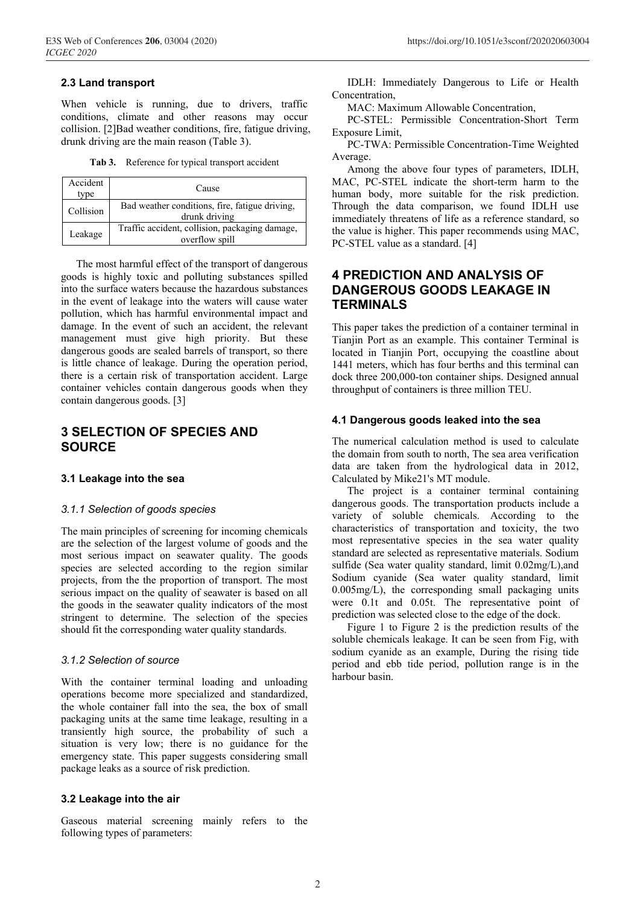### 2.3 Land transport

When vehicle is running, due to drivers, traffic conditions, climate and other reasons may occur collision. [2]Bad weather conditions, fire, fatigue driving, drunk driving are the main reason (Table 3).

**Tab 3.** Reference for typical transport accident

| Accident type | Cause |
| --- | --- |
| Collision | Bad weather conditions, fire, fatigue driving, drunk driving |
| Leakage | Traffic accident, collision, packaging damage, overflow spill |

The most harmful effect of the transport of dangerous goods is highly toxic and polluting substances spilled into the surface waters because the hazardous substances in the event of leakage into the waters will cause water pollution, which has harmful environmental impact and damage. In the event of such an accident, the relevant management must give high priority. But these dangerous goods are sealed barrels of transport, so there is little chance of leakage. During the operation period, there is a certain risk of transportation accident. Large container vehicles contain dangerous goods when they contain dangerous goods. [3]

## 3 SELECTION OF SPECIES AND SOURCE

### 3.1 Leakage into the sea

#### *3.1.1 Selection of goods species*

The main principles of screening for incoming chemicals are the selection of the largest volume of goods and the most serious impact on seawater quality. The goods species are selected according to the region similar projects, from the the proportion of transport. The most serious impact on the quality of seawater is based on all the goods in the seawater quality indicators of the most stringent to determine. The selection of the species should fit the corresponding water quality standards.

#### *3.1.2 Selection of source*

With the container terminal loading and unloading operations become more specialized and standardized, the whole container fall into the sea, the box of small packaging units at the same time leakage, resulting in a transiently high source, the probability of such a situation is very low; there is no guidance for the emergency state. This paper suggests considering small package leaks as a source of risk prediction.

### 3.2 Leakage into the air

Gaseous material screening mainly refers to the following types of parameters:

IDLH: Immediately Dangerous to Life or Health Concentration,

MAC: Maximum Allowable Concentration,

PC-STEL: Permissible Concentration-Short Term Exposure Limit,

PC-TWA: Permissible Concentration-Time Weighted Average.

Among the above four types of parameters, IDLH, MAC, PC-STEL indicate the short-term harm to the human body, more suitable for the risk prediction. Through the data comparison, we found IDLH use immediately threatens of life as a reference standard, so the value is higher. This paper recommends using MAC, PC-STEL value as a standard. [4]

## 4 PREDICTION AND ANALYSIS OF DANGEROUS GOODS LEAKAGE IN TERMINALS

This paper takes the prediction of a container terminal in Tianjin Port as an example. This container Terminal is located in Tianjin Port, occupying the coastline about 1441 meters, which has four berths and this terminal can dock three 200,000-ton container ships. Designed annual throughput of containers is three million TEU.

### 4.1 Dangerous goods leaked into the sea

The numerical calculation method is used to calculate the domain from south to north, The sea area verification data are taken from the hydrological data in 2012, Calculated by Mike21's MT module.

The project is a container terminal containing dangerous goods. The transportation products include a variety of soluble chemicals. According to the characteristics of transportation and toxicity, the two most representative species in the sea water quality standard are selected as representative materials. Sodium sulfide (Sea water quality standard, limit 0.02mg/L),and Sodium cyanide (Sea water quality standard, limit 0.005mg/L), the corresponding small packaging units were 0.1t and 0.05t. The representative point of prediction was selected close to the edge of the dock.

Figure 1 to Figure 2 is the prediction results of the soluble chemicals leakage. It can be seen from Fig, with sodium cyanide as an example, During the rising tide period and ebb tide period, pollution range is in the harbour basin.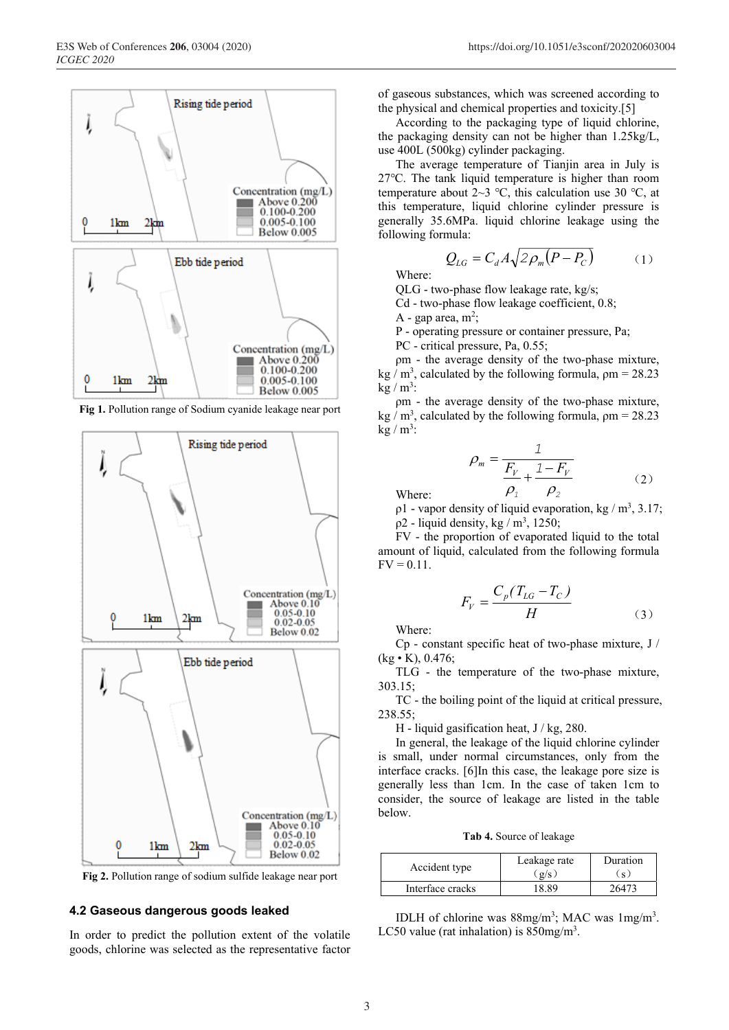Fig 1. Pollution range of Sodium cyanide leakage near port

Fig 2. Pollution range of sodium sulfide leakage near port

### 4.2 Gaseous dangerous goods leaked

In order to predict the pollution extent of the volatile goods, chlorine was selected as the representative factor of gaseous substances, which was screened according to the physical and chemical properties and toxicity.[5]

According to the packaging type of liquid chlorine, the packaging density can not be higher than 1.25kg/L, use 400L (500kg) cylinder packaging.

The average temperature of Tianjin area in July is 27°C. The tank liquid temperature is higher than room temperature about 2~3 ℃, this calculation use 30 ℃, at this temperature, liquid chlorine cylinder pressure is generally 35.6MPa. liquid chlorine leakage using the following formula:

$$Q_{LG} = C_d A \sqrt{2\rho_m (P - P_C)} \qquad (1)$$

Where:

QLG - two-phase flow leakage rate, kg/s;

Cd - two-phase flow leakage coefficient, 0.8;

A - gap area, $m^2$;

P - operating pressure or container pressure, Pa;

PC - critical pressure, Pa, 0.55;

ρm - the average density of the two-phase mixture, kg / $m^3$, calculated by the following formula, ρm = 28.23 kg / $m^3$:

ρm - the average density of the two-phase mixture, kg / $m^3$, calculated by the following formula, ρm = 28.23 kg / $m^3$:

$$\rho_m = \frac{1}{\frac{F_V}{\rho_1} + \frac{1 - F_V}{\rho_2}} \qquad (2)$$

Where:

ρ1 - vapor density of liquid evaporation, kg / $m^3$, 3.17;

ρ2 - liquid density, kg / $m^3$, 1250;

FV - the proportion of evaporated liquid to the total amount of liquid, calculated from the following formula FV = 0.11.

$$F_V = \frac{C_p (T_{LG} - T_C)}{H} \qquad (3)$$

Where:

Cp - constant specific heat of two-phase mixture, J / (kg • K), 0.476;

TLG - the temperature of the two-phase mixture, 303.15;

TC - the boiling point of the liquid at critical pressure, 238.55;

H - liquid gasification heat, J / kg, 280.

In general, the leakage of the liquid chlorine cylinder is small, under normal circumstances, only from the interface cracks. [6]In this case, the leakage pore size is generally less than 1cm. In the case of taken 1cm to consider, the source of leakage are listed in the table below.

**Tab 4.** Source of leakage

| Accident type | Leakage rate (g/s) | Duration (s) |
|---|---|---|
| Interface cracks | 18.89 | 26473 |

IDLH of chlorine was 88mg/$m^3$; MAC was 1mg/$m^3$. LC50 value (rat inhalation) is 850mg/$m^3$.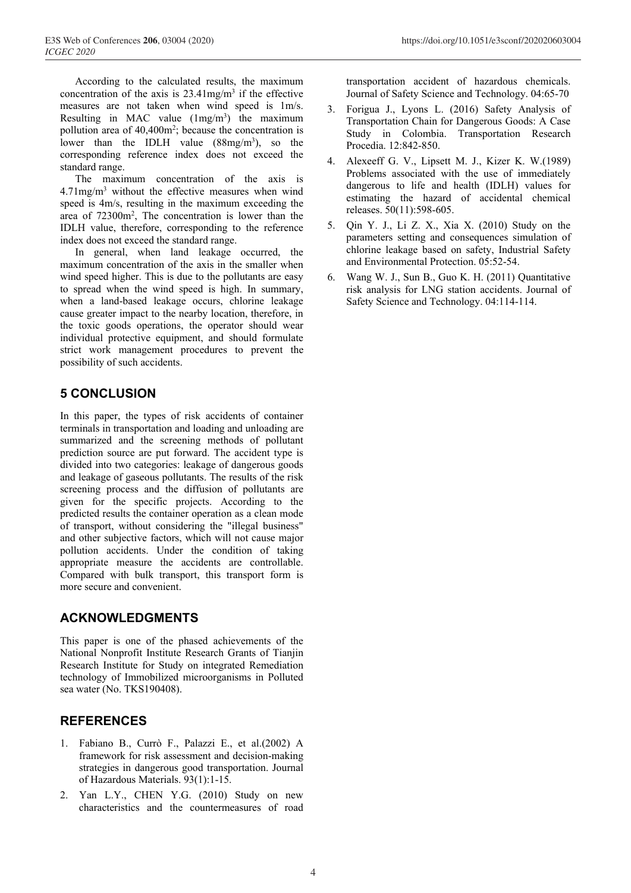According to the calculated results, the maximum concentration of the axis is 23.41mg/m$^3$ if the effective measures are not taken when wind speed is 1m/s. Resulting in MAC value (1mg/m$^3$) the maximum pollution area of 40,400m$^2$; because the concentration is lower than the IDLH value (88mg/m$^3$), so the corresponding reference index does not exceed the standard range.

The maximum concentration of the axis is 4.71mg/m$^3$ without the effective measures when wind speed is 4m/s, resulting in the maximum exceeding the area of 72300m$^2$, The concentration is lower than the IDLH value, therefore, corresponding to the reference index does not exceed the standard range.

In general, when land leakage occurred, the maximum concentration of the axis in the smaller when wind speed higher. This is due to the pollutants are easy to spread when the wind speed is high. In summary, when a land-based leakage occurs, chlorine leakage cause greater impact to the nearby location, therefore, in the toxic goods operations, the operator should wear individual protective equipment, and should formulate strict work management procedures to prevent the possibility of such accidents.

## 5 CONCLUSION

In this paper, the types of risk accidents of container terminals in transportation and loading and unloading are summarized and the screening methods of pollutant prediction source are put forward. The accident type is divided into two categories: leakage of dangerous goods and leakage of gaseous pollutants. The results of the risk screening process and the diffusion of pollutants are given for the specific projects. According to the predicted results the container operation as a clean mode of transport, without considering the "illegal business" and other subjective factors, which will not cause major pollution accidents. Under the condition of taking appropriate measure the accidents are controllable. Compared with bulk transport, this transport form is more secure and convenient.

## ACKNOWLEDGMENTS

This paper is one of the phased achievements of the National Nonprofit Institute Research Grants of Tianjin Research Institute for Study on integrated Remediation technology of Immobilized microorganisms in Polluted sea water (No. TKS190408).

## REFERENCES

1. Fabiano B., Currò F., Palazzi E., et al.(2002) A framework for risk assessment and decision-making strategies in dangerous good transportation. Journal of Hazardous Materials. 93(1):1-15.
2. Yan L.Y., CHEN Y.G. (2010) Study on new characteristics and the countermeasures of road transportation accident of hazardous chemicals. Journal of Safety Science and Technology. 04:65-70
3. Forigua J., Lyons L. (2016) Safety Analysis of Transportation Chain for Dangerous Goods: A Case Study in Colombia. Transportation Research Procedia. 12:842-850.
4. Alexeeff G. V., Lipsett M. J., Kizer K. W.(1989) Problems associated with the use of immediately dangerous to life and health (IDLH) values for estimating the hazard of accidental chemical releases. 50(11):598-605.
5. Qin Y. J., Li Z. X., Xia X. (2010) Study on the parameters setting and consequences simulation of chlorine leakage based on safety, Industrial Safety and Environmental Protection. 05:52-54.
6. Wang W. J., Sun B., Guo K. H. (2011) Quantitative risk analysis for LNG station accidents. Journal of Safety Science and Technology. 04:114-114.